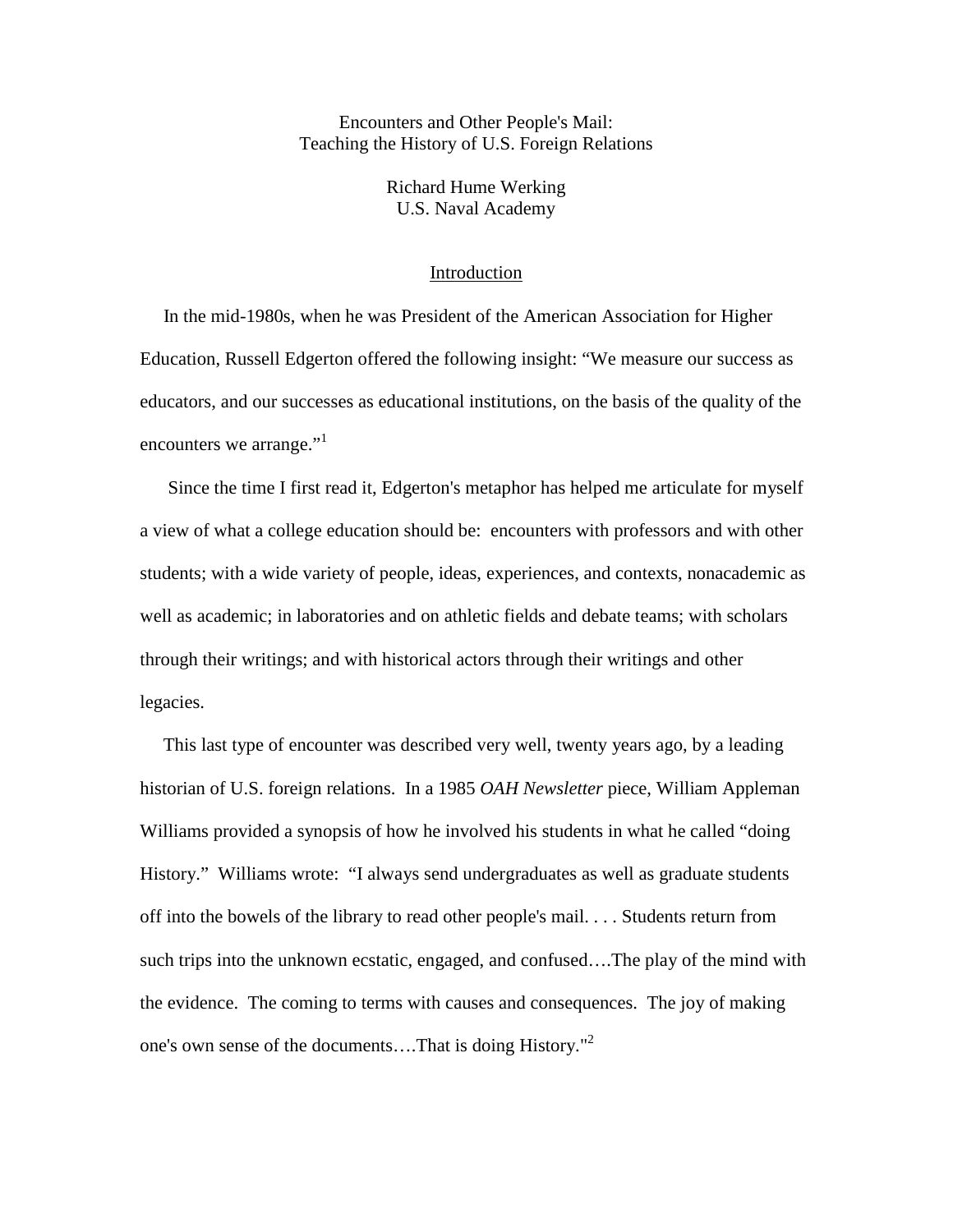# Encounters and Other People's Mail: Teaching the History of U.S. Foreign Relations

Richard Hume Werking
U.S. Naval Academy

## Introduction

In the mid-1980s, when he was President of the American Association for Higher Education, Russell Edgerton offered the following insight: "We measure our success as educators, and our successes as educational institutions, on the basis of the quality of the encounters we arrange."[1]

Since the time I first read it, Edgerton's metaphor has helped me articulate for myself a view of what a college education should be: encounters with professors and with other students; with a wide variety of people, ideas, experiences, and contexts, nonacademic as well as academic; in laboratories and on athletic fields and debate teams; with scholars through their writings; and with historical actors through their writings and other legacies.

This last type of encounter was described very well, twenty years ago, by a leading historian of U.S. foreign relations. In a 1985 *OAH Newsletter* piece, William Appleman Williams provided a synopsis of how he involved his students in what he called "doing History." Williams wrote: "I always send undergraduates as well as graduate students off into the bowels of the library to read other people's mail. . . . Students return from such trips into the unknown ecstatic, engaged, and confused….The play of the mind with the evidence. The coming to terms with causes and consequences. The joy of making one's own sense of the documents….That is doing History."[2]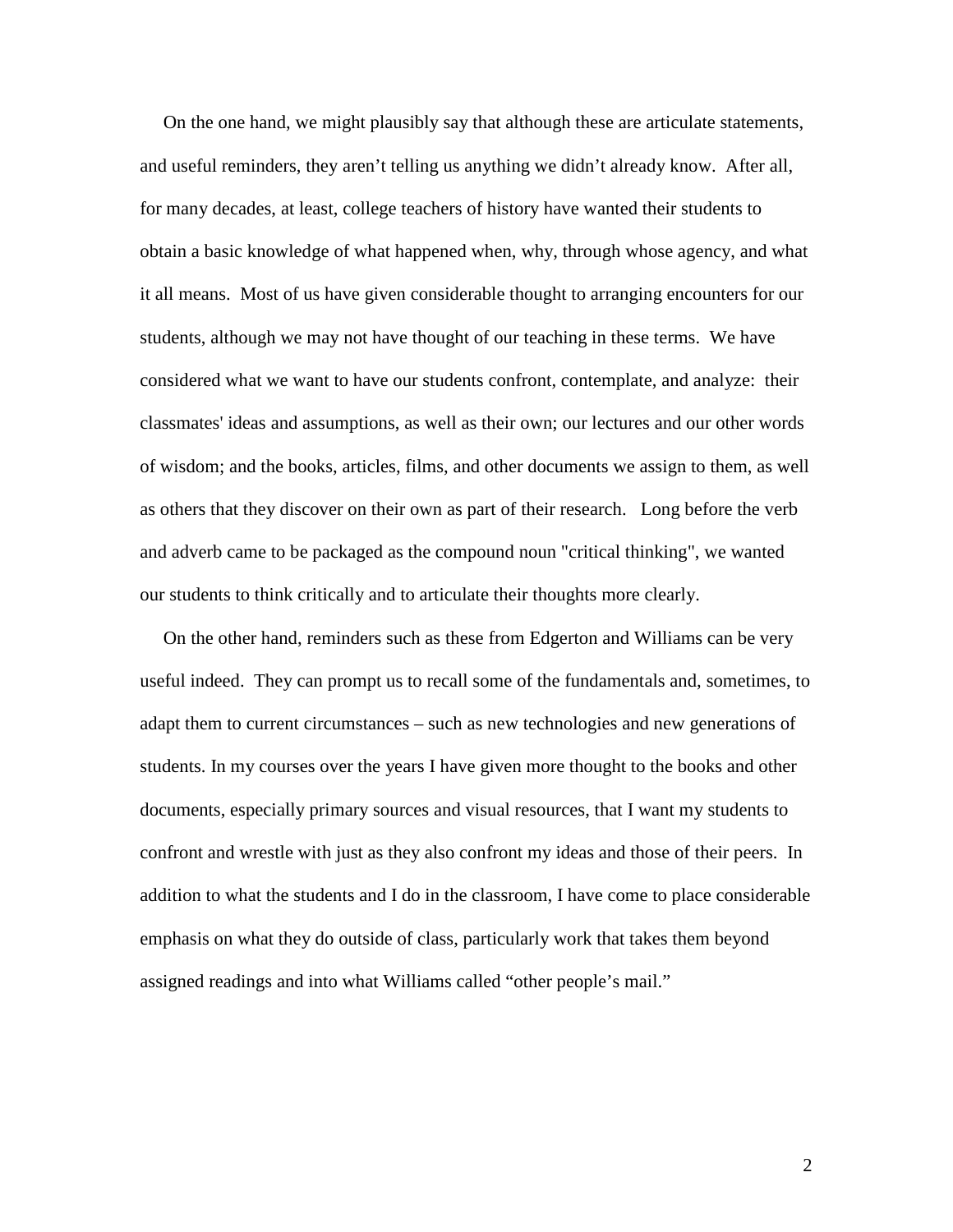On the one hand, we might plausibly say that although these are articulate statements, and useful reminders, they aren't telling us anything we didn't already know. After all, for many decades, at least, college teachers of history have wanted their students to obtain a basic knowledge of what happened when, why, through whose agency, and what it all means. Most of us have given considerable thought to arranging encounters for our students, although we may not have thought of our teaching in these terms. We have considered what we want to have our students confront, contemplate, and analyze: their classmates' ideas and assumptions, as well as their own; our lectures and our other words of wisdom; and the books, articles, films, and other documents we assign to them, as well as others that they discover on their own as part of their research. Long before the verb and adverb came to be packaged as the compound noun "critical thinking", we wanted our students to think critically and to articulate their thoughts more clearly.

On the other hand, reminders such as these from Edgerton and Williams can be very useful indeed. They can prompt us to recall some of the fundamentals and, sometimes, to adapt them to current circumstances – such as new technologies and new generations of students. In my courses over the years I have given more thought to the books and other documents, especially primary sources and visual resources, that I want my students to confront and wrestle with just as they also confront my ideas and those of their peers. In addition to what the students and I do in the classroom, I have come to place considerable emphasis on what they do outside of class, particularly work that takes them beyond assigned readings and into what Williams called "other people's mail."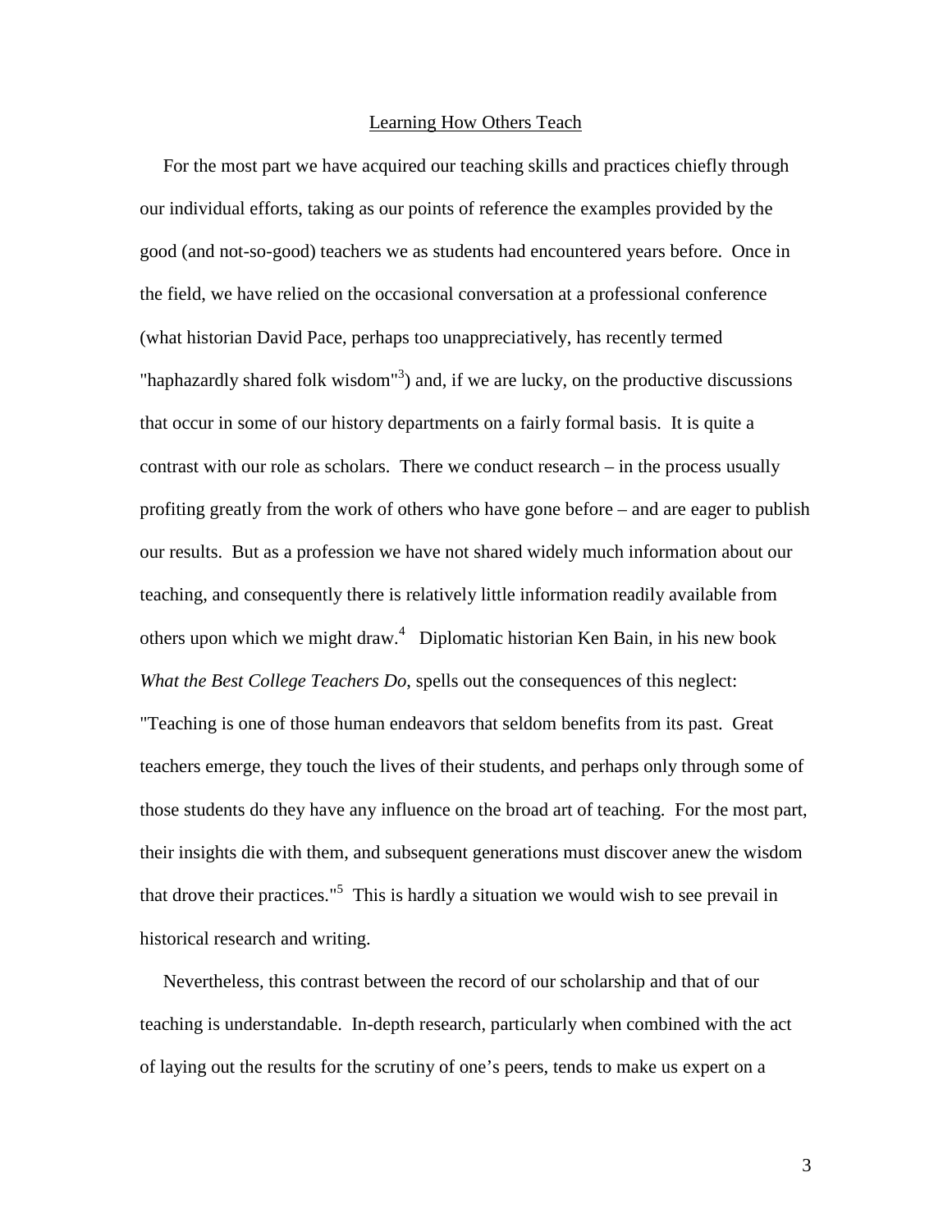## Learning How Others Teach

For the most part we have acquired our teaching skills and practices chiefly through our individual efforts, taking as our points of reference the examples provided by the good (and not-so-good) teachers we as students had encountered years before. Once in the field, we have relied on the occasional conversation at a professional conference (what historian David Pace, perhaps too unappreciatively, has recently termed "haphazardly shared folk wisdom"[3]) and, if we are lucky, on the productive discussions that occur in some of our history departments on a fairly formal basis. It is quite a contrast with our role as scholars. There we conduct research – in the process usually profiting greatly from the work of others who have gone before – and are eager to publish our results. But as a profession we have not shared widely much information about our teaching, and consequently there is relatively little information readily available from others upon which we might draw.[4] Diplomatic historian Ken Bain, in his new book *What the Best College Teachers Do*, spells out the consequences of this neglect: "Teaching is one of those human endeavors that seldom benefits from its past. Great teachers emerge, they touch the lives of their students, and perhaps only through some of those students do they have any influence on the broad art of teaching. For the most part, their insights die with them, and subsequent generations must discover anew the wisdom that drove their practices."[5] This is hardly a situation we would wish to see prevail in historical research and writing.

Nevertheless, this contrast between the record of our scholarship and that of our teaching is understandable. In-depth research, particularly when combined with the act of laying out the results for the scrutiny of one's peers, tends to make us expert on a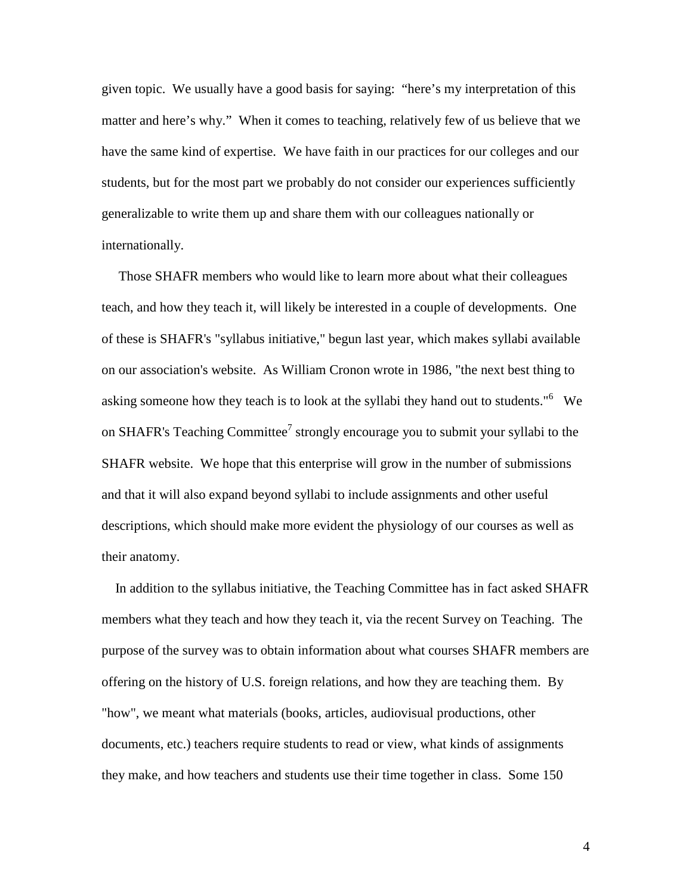given topic. We usually have a good basis for saying: "here's my interpretation of this matter and here's why." When it comes to teaching, relatively few of us believe that we have the same kind of expertise. We have faith in our practices for our colleges and our students, but for the most part we probably do not consider our experiences sufficiently generalizable to write them up and share them with our colleagues nationally or internationally.

Those SHAFR members who would like to learn more about what their colleagues teach, and how they teach it, will likely be interested in a couple of developments. One of these is SHAFR's "syllabus initiative," begun last year, which makes syllabi available on our association's website. As William Cronon wrote in 1986, "the next best thing to asking someone how they teach is to look at the syllabi they hand out to students."[6] We on SHAFR's Teaching Committee[7] strongly encourage you to submit your syllabi to the SHAFR website. We hope that this enterprise will grow in the number of submissions and that it will also expand beyond syllabi to include assignments and other useful descriptions, which should make more evident the physiology of our courses as well as their anatomy.

In addition to the syllabus initiative, the Teaching Committee has in fact asked SHAFR members what they teach and how they teach it, via the recent Survey on Teaching. The purpose of the survey was to obtain information about what courses SHAFR members are offering on the history of U.S. foreign relations, and how they are teaching them. By "how", we meant what materials (books, articles, audiovisual productions, other documents, etc.) teachers require students to read or view, what kinds of assignments they make, and how teachers and students use their time together in class. Some 150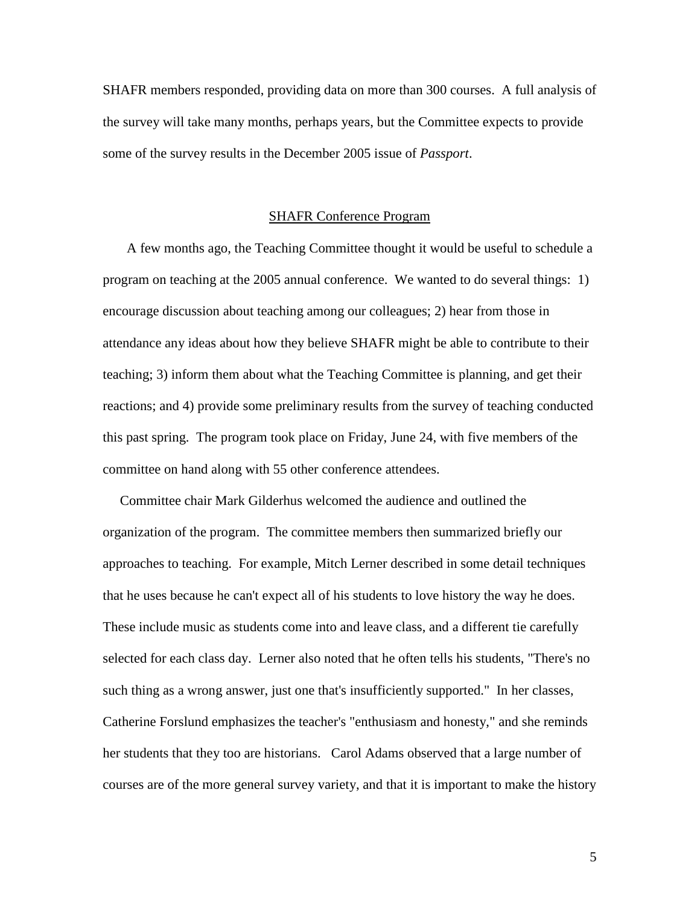SHAFR members responded, providing data on more than 300 courses. A full analysis of the survey will take many months, perhaps years, but the Committee expects to provide some of the survey results in the December 2005 issue of *Passport*.

## SHAFR Conference Program

A few months ago, the Teaching Committee thought it would be useful to schedule a program on teaching at the 2005 annual conference. We wanted to do several things: 1) encourage discussion about teaching among our colleagues; 2) hear from those in attendance any ideas about how they believe SHAFR might be able to contribute to their teaching; 3) inform them about what the Teaching Committee is planning, and get their reactions; and 4) provide some preliminary results from the survey of teaching conducted this past spring. The program took place on Friday, June 24, with five members of the committee on hand along with 55 other conference attendees.

Committee chair Mark Gilderhus welcomed the audience and outlined the organization of the program. The committee members then summarized briefly our approaches to teaching. For example, Mitch Lerner described in some detail techniques that he uses because he can't expect all of his students to love history the way he does. These include music as students come into and leave class, and a different tie carefully selected for each class day. Lerner also noted that he often tells his students, "There's no such thing as a wrong answer, just one that's insufficiently supported." In her classes, Catherine Forslund emphasizes the teacher's "enthusiasm and honesty," and she reminds her students that they too are historians. Carol Adams observed that a large number of courses are of the more general survey variety, and that it is important to make the history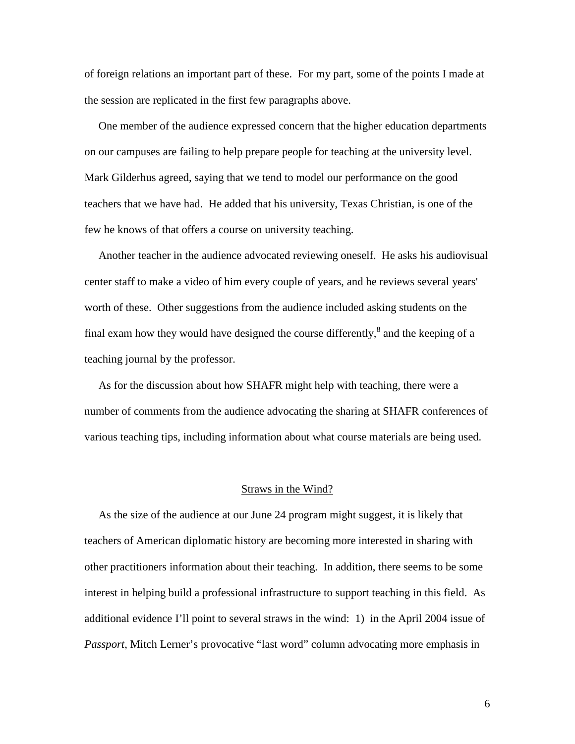of foreign relations an important part of these. For my part, some of the points I made at the session are replicated in the first few paragraphs above.

One member of the audience expressed concern that the higher education departments on our campuses are failing to help prepare people for teaching at the university level. Mark Gilderhus agreed, saying that we tend to model our performance on the good teachers that we have had. He added that his university, Texas Christian, is one of the few he knows of that offers a course on university teaching.

Another teacher in the audience advocated reviewing oneself. He asks his audiovisual center staff to make a video of him every couple of years, and he reviews several years' worth of these. Other suggestions from the audience included asking students on the final exam how they would have designed the course differently,[8] and the keeping of a teaching journal by the professor.

As for the discussion about how SHAFR might help with teaching, there were a number of comments from the audience advocating the sharing at SHAFR conferences of various teaching tips, including information about what course materials are being used.

## Straws in the Wind?

As the size of the audience at our June 24 program might suggest, it is likely that teachers of American diplomatic history are becoming more interested in sharing with other practitioners information about their teaching. In addition, there seems to be some interest in helping build a professional infrastructure to support teaching in this field. As additional evidence I'll point to several straws in the wind: 1) in the April 2004 issue of *Passport*, Mitch Lerner's provocative "last word" column advocating more emphasis in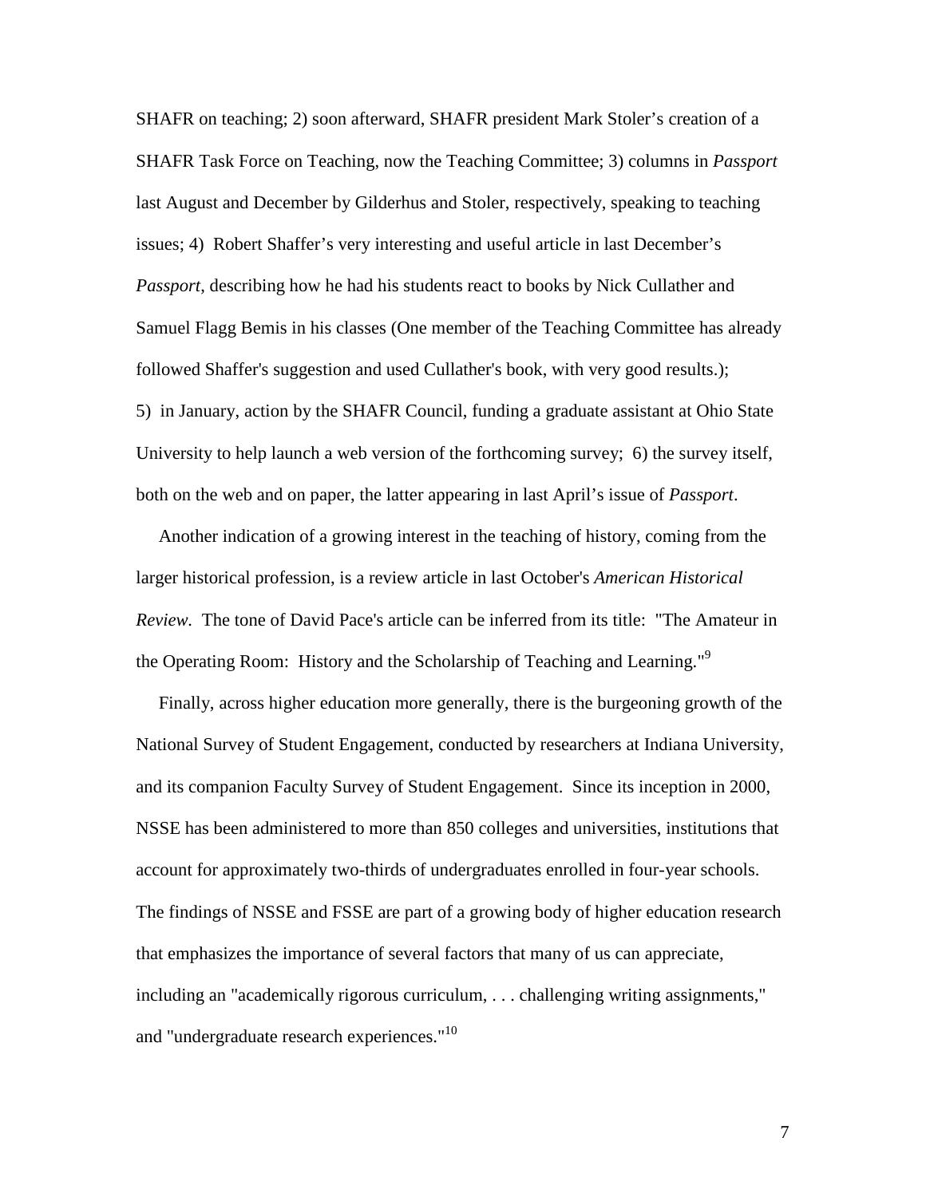SHAFR on teaching; 2) soon afterward, SHAFR president Mark Stoler's creation of a SHAFR Task Force on Teaching, now the Teaching Committee; 3) columns in *Passport* last August and December by Gilderhus and Stoler, respectively, speaking to teaching issues; 4) Robert Shaffer's very interesting and useful article in last December's *Passport*, describing how he had his students react to books by Nick Cullather and Samuel Flagg Bemis in his classes (One member of the Teaching Committee has already followed Shaffer's suggestion and used Cullather's book, with very good results.); 5) in January, action by the SHAFR Council, funding a graduate assistant at Ohio State University to help launch a web version of the forthcoming survey; 6) the survey itself, both on the web and on paper, the latter appearing in last April's issue of *Passport*.

Another indication of a growing interest in the teaching of history, coming from the larger historical profession, is a review article in last October's *American Historical Review*. The tone of David Pace's article can be inferred from its title: "The Amateur in the Operating Room: History and the Scholarship of Teaching and Learning."[9]

Finally, across higher education more generally, there is the burgeoning growth of the National Survey of Student Engagement, conducted by researchers at Indiana University, and its companion Faculty Survey of Student Engagement. Since its inception in 2000, NSSE has been administered to more than 850 colleges and universities, institutions that account for approximately two-thirds of undergraduates enrolled in four-year schools. The findings of NSSE and FSSE are part of a growing body of higher education research that emphasizes the importance of several factors that many of us can appreciate, including an "academically rigorous curriculum, . . . challenging writing assignments," and "undergraduate research experiences."[10]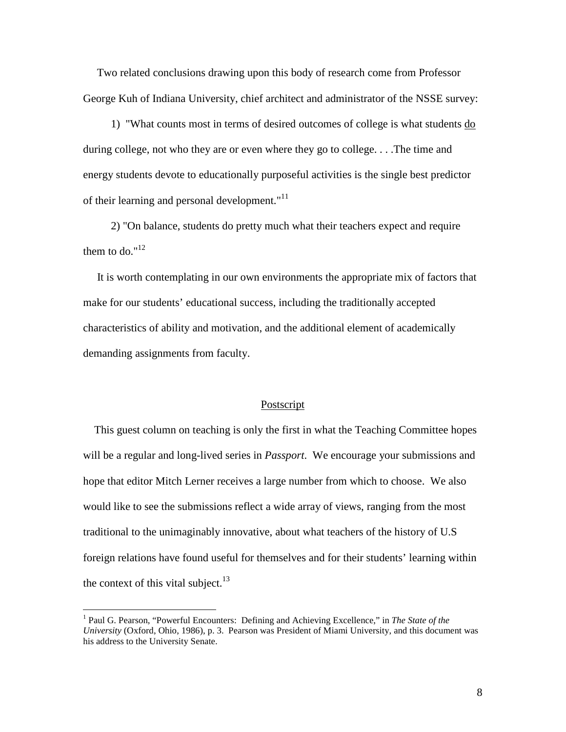Two related conclusions drawing upon this body of research come from Professor George Kuh of Indiana University, chief architect and administrator of the NSSE survey:

1) "What counts most in terms of desired outcomes of college is what students do during college, not who they are or even where they go to college. . . .The time and energy students devote to educationally purposeful activities is the single best predictor of their learning and personal development."[11]

2) "On balance, students do pretty much what their teachers expect and require them to do."[12]

It is worth contemplating in our own environments the appropriate mix of factors that make for our students' educational success, including the traditionally accepted characteristics of ability and motivation, and the additional element of academically demanding assignments from faculty.

## Postscript

This guest column on teaching is only the first in what the Teaching Committee hopes will be a regular and long-lived series in *Passport*. We encourage your submissions and hope that editor Mitch Lerner receives a large number from which to choose. We also would like to see the submissions reflect a wide array of views, ranging from the most traditional to the unimaginably innovative, about what teachers of the history of U.S foreign relations have found useful for themselves and for their students' learning within the context of this vital subject.[13]

---

[1] Paul G. Pearson, "Powerful Encounters: Defining and Achieving Excellence," in *The State of the University* (Oxford, Ohio, 1986), p. 3. Pearson was President of Miami University, and this document was his address to the University Senate.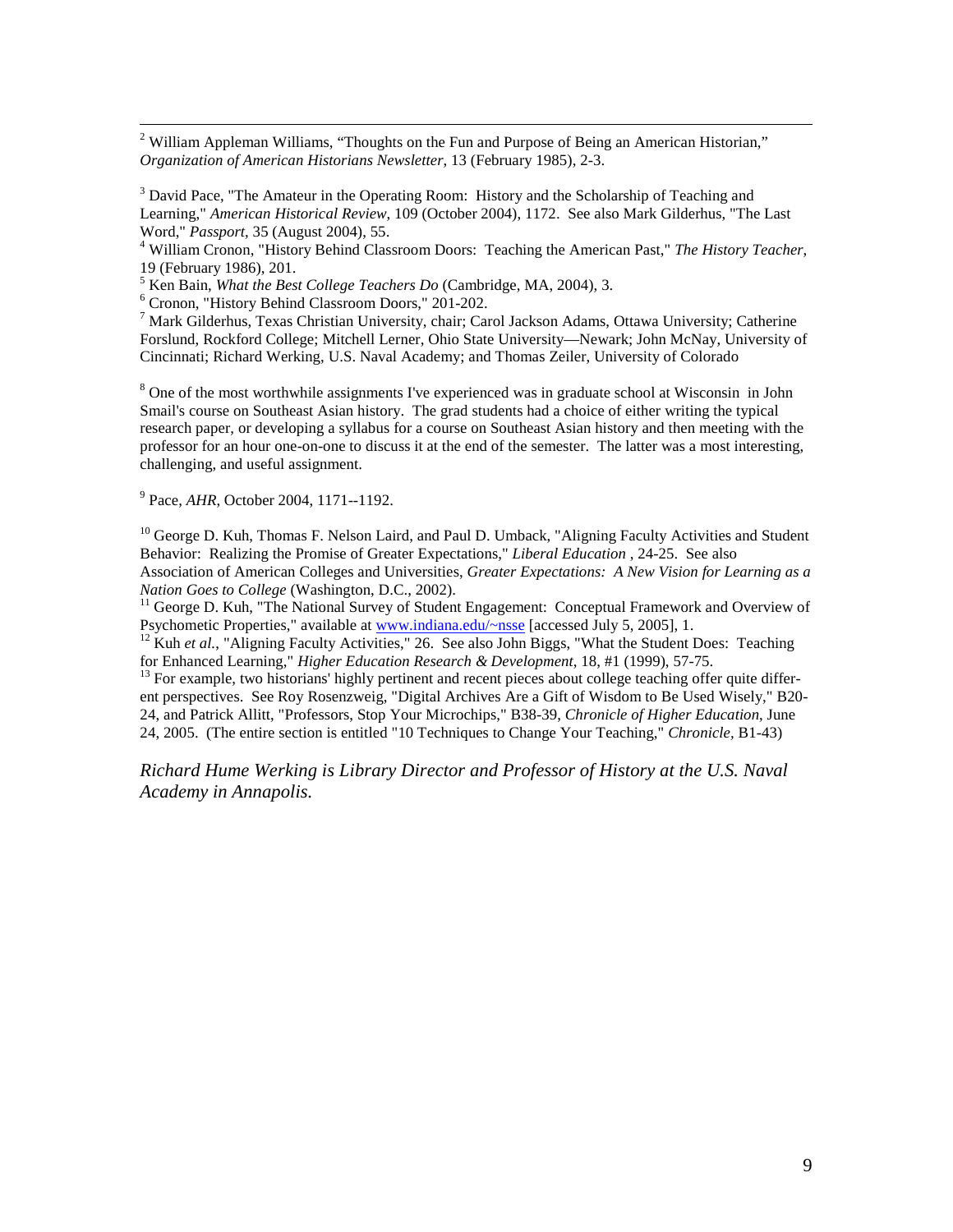[2] William Appleman Williams, "Thoughts on the Fun and Purpose of Being an American Historian," *Organization of American Historians Newsletter*, 13 (February 1985), 2-3.

[3] David Pace, "The Amateur in the Operating Room: History and the Scholarship of Teaching and Learning," *American Historical Review*, 109 (October 2004), 1172. See also Mark Gilderhus, "The Last Word," *Passport*, 35 (August 2004), 55.

[4] William Cronon, "History Behind Classroom Doors: Teaching the American Past," *The History Teacher*, 19 (February 1986), 201.

[5] Ken Bain, *What the Best College Teachers Do* (Cambridge, MA, 2004), 3.

[6] Cronon, "History Behind Classroom Doors," 201-202.

[7] Mark Gilderhus, Texas Christian University, chair; Carol Jackson Adams, Ottawa University; Catherine Forslund, Rockford College; Mitchell Lerner, Ohio State University—Newark; John McNay, University of Cincinnati; Richard Werking, U.S. Naval Academy; and Thomas Zeiler, University of Colorado

[8] One of the most worthwhile assignments I've experienced was in graduate school at Wisconsin in John Smail's course on Southeast Asian history. The grad students had a choice of either writing the typical research paper, or developing a syllabus for a course on Southeast Asian history and then meeting with the professor for an hour one-on-one to discuss it at the end of the semester. The latter was a most interesting, challenging, and useful assignment.

[9] Pace, *AHR*, October 2004, 1171--1192.

[10] George D. Kuh, Thomas F. Nelson Laird, and Paul D. Umback, "Aligning Faculty Activities and Student Behavior: Realizing the Promise of Greater Expectations," *Liberal Education* , 24-25. See also Association of American Colleges and Universities, *Greater Expectations: A New Vision for Learning as a Nation Goes to College* (Washington, D.C., 2002).

[11] George D. Kuh, "The National Survey of Student Engagement: Conceptual Framework and Overview of Psychometic Properties," available at [www.indiana.edu/~nsse](www.indiana.edu/~nsse) [accessed July 5, 2005], 1.

[12] Kuh *et al.*, "Aligning Faculty Activities," 26. See also John Biggs, "What the Student Does: Teaching for Enhanced Learning," *Higher Education Research & Development*, 18, #1 (1999), 57-75.

[13] For example, two historians' highly pertinent and recent pieces about college teaching offer quite different perspectives. See Roy Rosenzweig, "Digital Archives Are a Gift of Wisdom to Be Used Wisely," B20-24, and Patrick Allitt, "Professors, Stop Your Microchips," B38-39, *Chronicle of Higher Education*, June 24, 2005. (The entire section is entitled "10 Techniques to Change Your Teaching," *Chronicle,* B1-43)

*Richard Hume Werking is Library Director and Professor of History at the U.S. Naval Academy in Annapolis.*